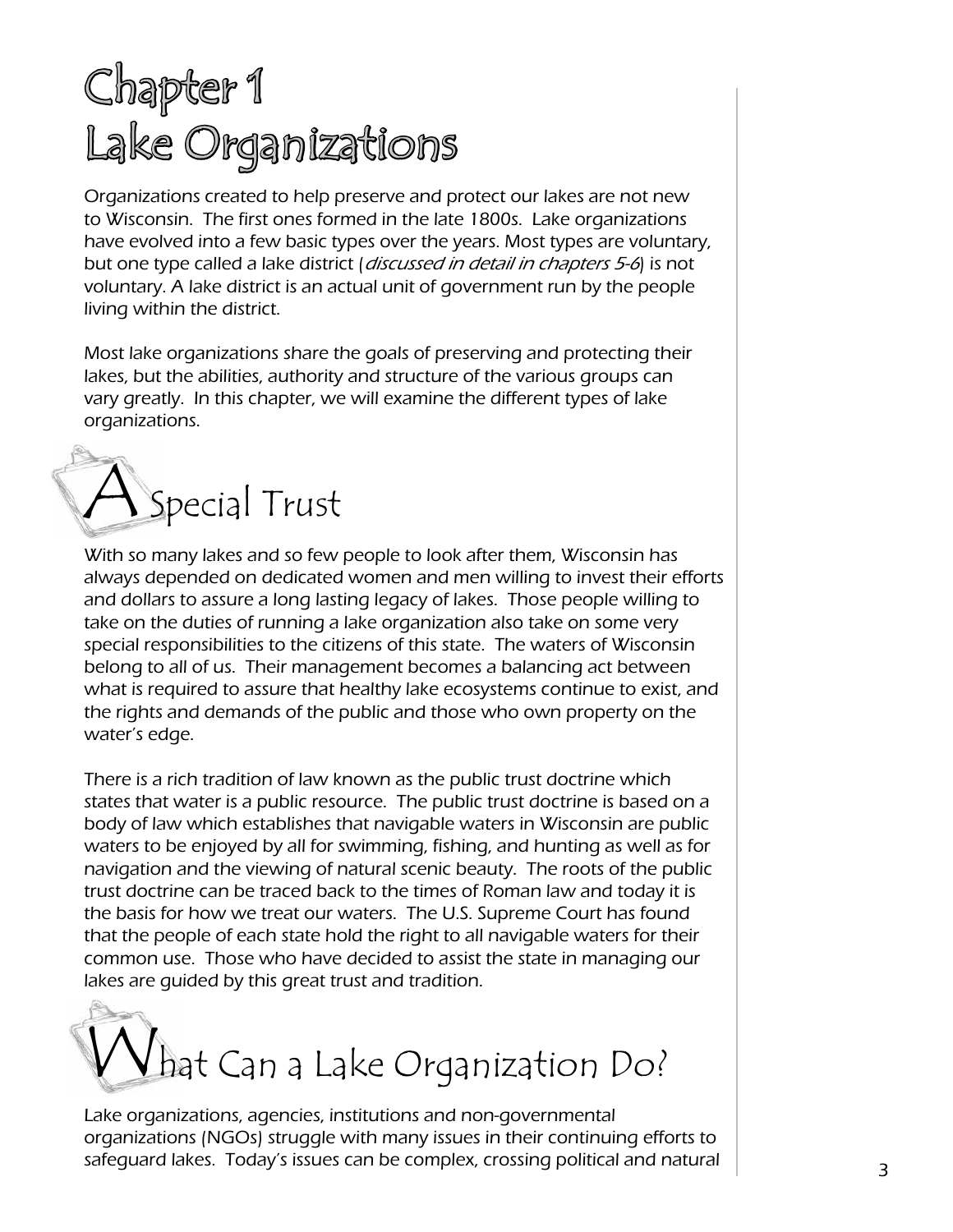# Chapter 1
# Lake Organizations

Organizations created to help preserve and protect our lakes are not new to Wisconsin. The first ones formed in the late 1800s. Lake organizations have evolved into a few basic types over the years. Most types are voluntary, but one type called a lake district (*discussed in detail in chapters 5-6*) is not voluntary. A lake district is an actual unit of government run by the people living within the district.

Most lake organizations share the goals of preserving and protecting their lakes, but the abilities, authority and structure of the various groups can vary greatly. In this chapter, we will examine the different types of lake organizations.

## A Special Trust

With so many lakes and so few people to look after them, Wisconsin has always depended on dedicated women and men willing to invest their efforts and dollars to assure a long lasting legacy of lakes. Those people willing to take on the duties of running a lake organization also take on some very special responsibilities to the citizens of this state. The waters of Wisconsin belong to all of us. Their management becomes a balancing act between what is required to assure that healthy lake ecosystems continue to exist, and the rights and demands of the public and those who own property on the water's edge.

There is a rich tradition of law known as the public trust doctrine which states that water is a public resource. The public trust doctrine is based on a body of law which establishes that navigable waters in Wisconsin are public waters to be enjoyed by all for swimming, fishing, and hunting as well as for navigation and the viewing of natural scenic beauty. The roots of the public trust doctrine can be traced back to the times of Roman law and today it is the basis for how we treat our waters. The U.S. Supreme Court has found that the people of each state hold the right to all navigable waters for their common use. Those who have decided to assist the state in managing our lakes are guided by this great trust and tradition.

## What Can a Lake Organization Do?

Lake organizations, agencies, institutions and non-governmental organizations (NGOs) struggle with many issues in their continuing efforts to safeguard lakes. Today's issues can be complex, crossing political and natural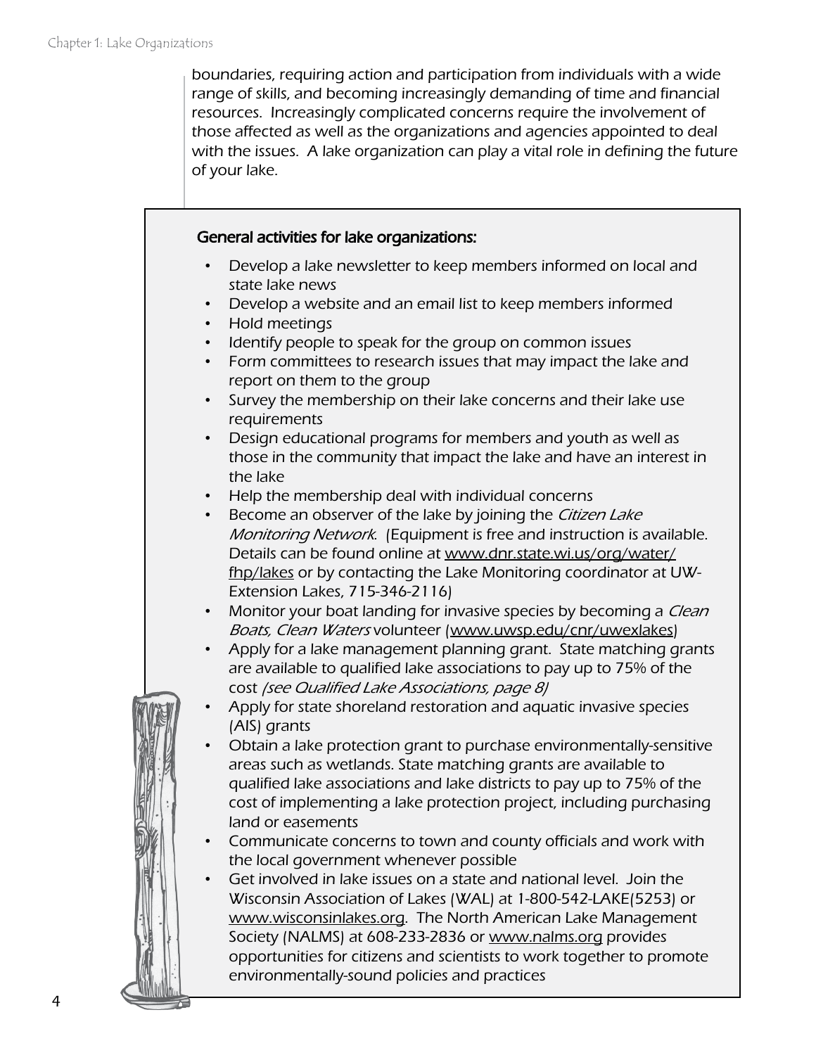boundaries, requiring action and participation from individuals with a wide range of skills, and becoming increasingly demanding of time and financial resources. Increasingly complicated concerns require the involvement of those affected as well as the organizations and agencies appointed to deal with the issues. A lake organization can play a vital role in defining the future of your lake.

**General activities for lake organizations:**

- Develop a lake newsletter to keep members informed on local and state lake news
- Develop a website and an email list to keep members informed
- Hold meetings
- Identify people to speak for the group on common issues
- Form committees to research issues that may impact the lake and report on them to the group
- Survey the membership on their lake concerns and their lake use requirements
- Design educational programs for members and youth as well as those in the community that impact the lake and have an interest in the lake
- Help the membership deal with individual concerns
- Become an observer of the lake by joining the *Citizen Lake Monitoring Network*. (Equipment is free and instruction is available. Details can be found online at www.dnr.state.wi.us/org/water/fhp/lakes or by contacting the Lake Monitoring coordinator at UW-Extension Lakes, 715-346-2116)
- Monitor your boat landing for invasive species by becoming a *Clean Boats, Clean Waters* volunteer (www.uwsp.edu/cnr/uwexlakes)
- Apply for a lake management planning grant. State matching grants are available to qualified lake associations to pay up to 75% of the cost *(see Qualified Lake Associations, page 8)*
- Apply for state shoreland restoration and aquatic invasive species (AIS) grants
- Obtain a lake protection grant to purchase environmentally-sensitive areas such as wetlands. State matching grants are available to qualified lake associations and lake districts to pay up to 75% of the cost of implementing a lake protection project, including purchasing land or easements
- Communicate concerns to town and county officials and work with the local government whenever possible
- Get involved in lake issues on a state and national level. Join the Wisconsin Association of Lakes (WAL) at 1-800-542-LAKE(5253) or www.wisconsinlakes.org. The North American Lake Management Society (NALMS) at 608-233-2836 or www.nalms.org provides opportunities for citizens and scientists to work together to promote environmentally-sound policies and practices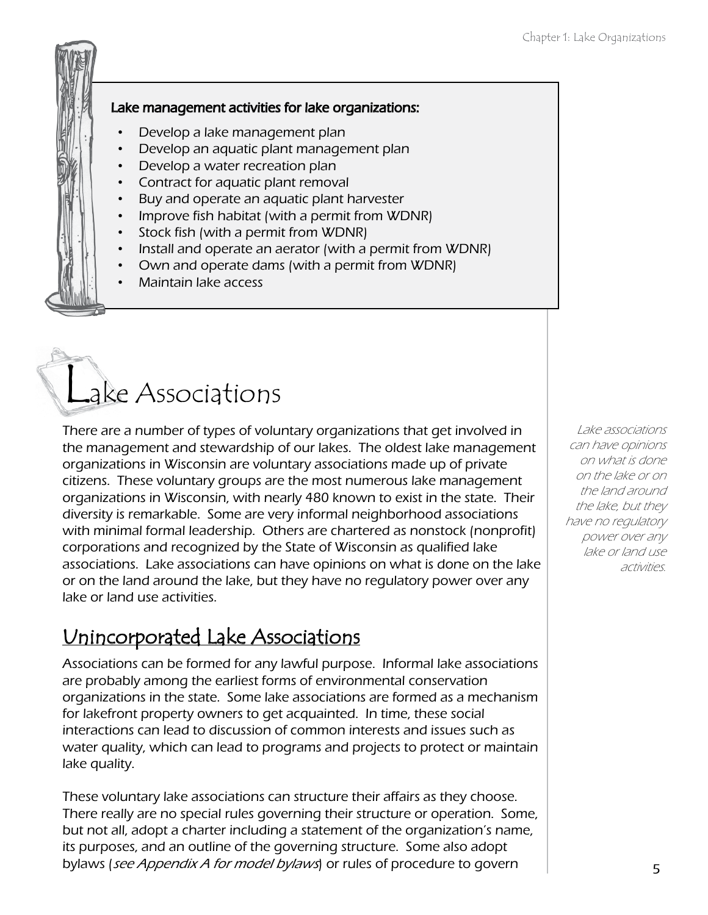**Lake management activities for lake organizations:**

- Develop a lake management plan
- Develop an aquatic plant management plan
- Develop a water recreation plan
- Contract for aquatic plant removal
- Buy and operate an aquatic plant harvester
- Improve fish habitat (with a permit from WDNR)
- Stock fish (with a permit from WDNR)
- Install and operate an aerator (with a permit from WDNR)
- Own and operate dams (with a permit from WDNR)
- Maintain lake access

# Lake Associations

There are a number of types of voluntary organizations that get involved in the management and stewardship of our lakes. The oldest lake management organizations in Wisconsin are voluntary associations made up of private citizens. These voluntary groups are the most numerous lake management organizations in Wisconsin, with nearly 480 known to exist in the state. Their diversity is remarkable. Some are very informal neighborhood associations with minimal formal leadership. Others are chartered as nonstock (nonprofit) corporations and recognized by the State of Wisconsin as qualified lake associations. Lake associations can have opinions on what is done on the lake or on the land around the lake, but they have no regulatory power over any lake or land use activities.

*Lake associations can have opinions on what is done on the lake or on the land around the lake, but they have no regulatory power over any lake or land use activities.*

## Unincorporated Lake Associations

Associations can be formed for any lawful purpose. Informal lake associations are probably among the earliest forms of environmental conservation organizations in the state. Some lake associations are formed as a mechanism for lakefront property owners to get acquainted. In time, these social interactions can lead to discussion of common interests and issues such as water quality, which can lead to programs and projects to protect or maintain lake quality.

These voluntary lake associations can structure their affairs as they choose. There really are no special rules governing their structure or operation. Some, but not all, adopt a charter including a statement of the organization's name, its purposes, and an outline of the governing structure. Some also adopt bylaws (*see Appendix A for model bylaws*) or rules of procedure to govern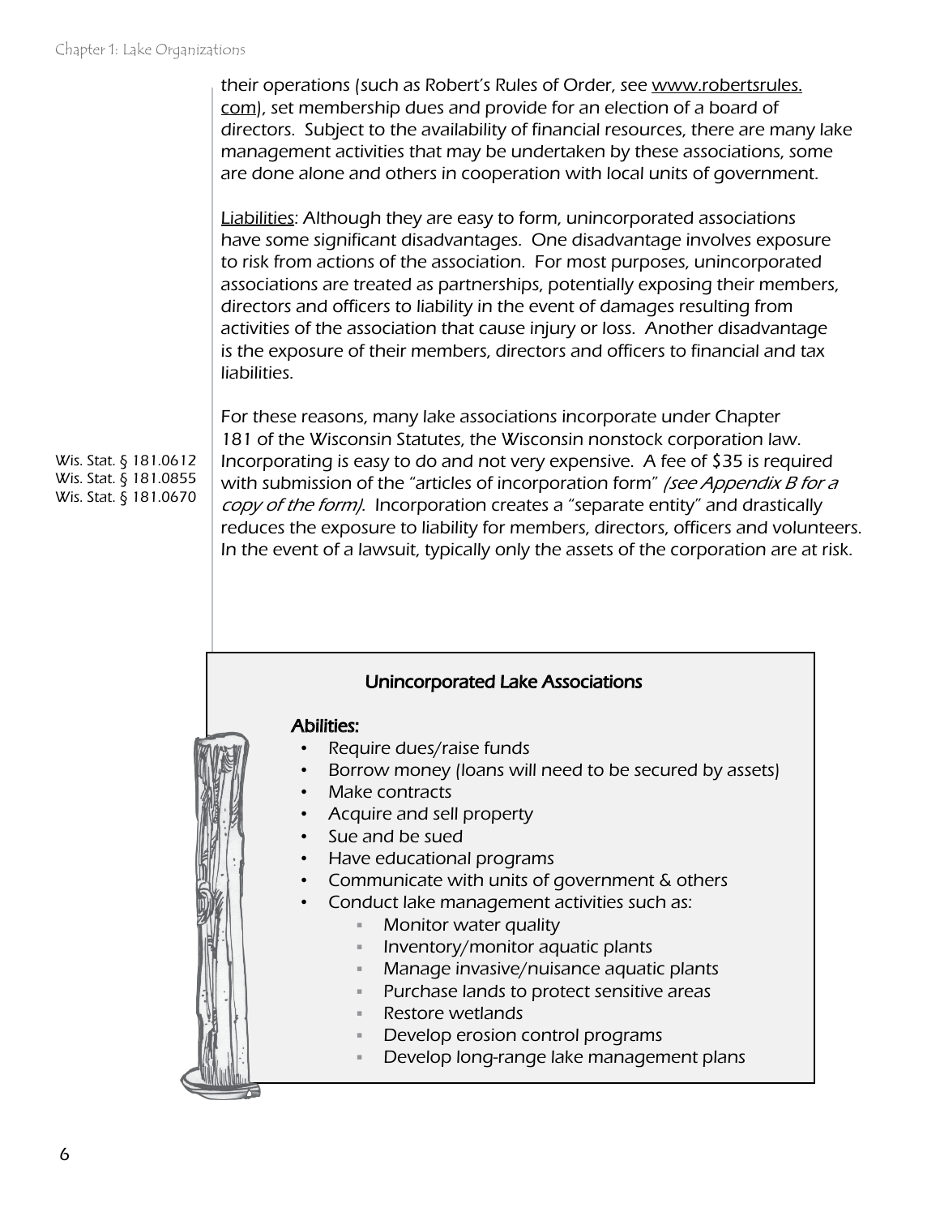their operations (such as Robert's Rules of Order, see www.robertsrules.com), set membership dues and provide for an election of a board of directors. Subject to the availability of financial resources, there are many lake management activities that may be undertaken by these associations, some are done alone and others in cooperation with local units of government.

Liabilities: Although they are easy to form, unincorporated associations have some significant disadvantages. One disadvantage involves exposure to risk from actions of the association. For most purposes, unincorporated associations are treated as partnerships, potentially exposing their members, directors and officers to liability in the event of damages resulting from activities of the association that cause injury or loss. Another disadvantage is the exposure of their members, directors and officers to financial and tax liabilities.

Wis. Stat. § 181.0612
Wis. Stat. § 181.0855
Wis. Stat. § 181.0670

For these reasons, many lake associations incorporate under Chapter 181 of the Wisconsin Statutes, the Wisconsin nonstock corporation law. Incorporating is easy to do and not very expensive. A fee of $35 is required with submission of the "articles of incorporation form" *(see Appendix B for a copy of the form)*. Incorporation creates a "separate entity" and drastically reduces the exposure to liability for members, directors, officers and volunteers. In the event of a lawsuit, typically only the assets of the corporation are at risk.

### Unincorporated Lake Associations

**Abilities:**

- Require dues/raise funds
- Borrow money (loans will need to be secured by assets)
- Make contracts
- Acquire and sell property
- Sue and be sued
- Have educational programs
- Communicate with units of government & others
- Conduct lake management activities such as:
  - Monitor water quality
  - Inventory/monitor aquatic plants
  - Manage invasive/nuisance aquatic plants
  - Purchase lands to protect sensitive areas
  - Restore wetlands
  - Develop erosion control programs
  - Develop long-range lake management plans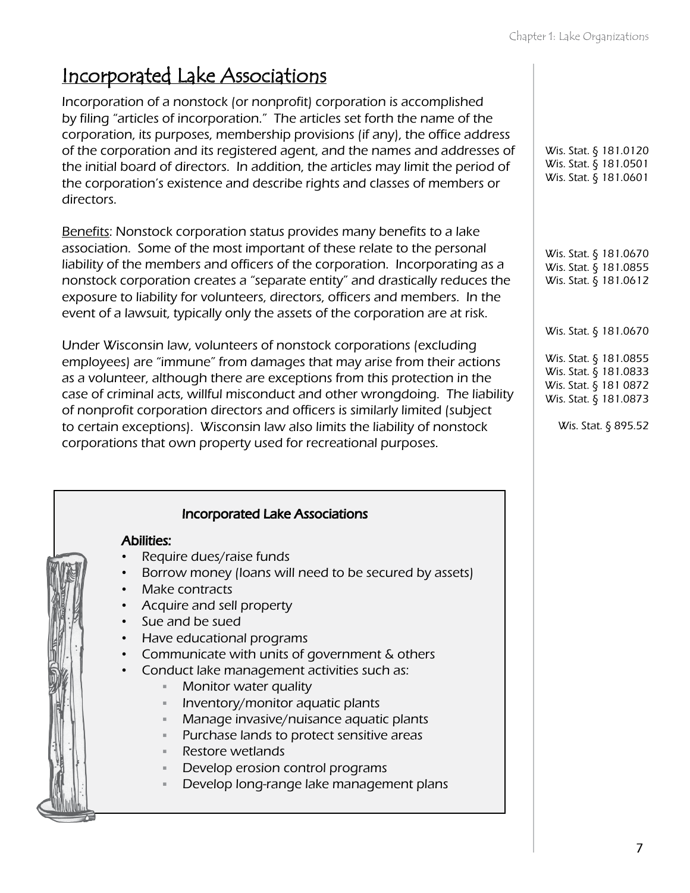## Incorporated Lake Associations

Incorporation of a nonstock (or nonprofit) corporation is accomplished by filing "articles of incorporation." The articles set forth the name of the corporation, its purposes, membership provisions (if any), the office address of the corporation and its registered agent, and the names and addresses of the initial board of directors. In addition, the articles may limit the period of the corporation's existence and describe rights and classes of members or directors.

Wis. Stat. § 181.0120
Wis. Stat. § 181.0501
Wis. Stat. § 181.0601

Benefits: Nonstock corporation status provides many benefits to a lake association. Some of the most important of these relate to the personal liability of the members and officers of the corporation. Incorporating as a nonstock corporation creates a "separate entity" and drastically reduces the exposure to liability for volunteers, directors, officers and members. In the event of a lawsuit, typically only the assets of the corporation are at risk.

Wis. Stat. § 181.0670
Wis. Stat. § 181.0855
Wis. Stat. § 181.0612

Under Wisconsin law, volunteers of nonstock corporations (excluding employees) are "immune" from damages that may arise from their actions as a volunteer, although there are exceptions from this protection in the case of criminal acts, willful misconduct and other wrongdoing. The liability of nonprofit corporation directors and officers is similarly limited (subject to certain exceptions). Wisconsin law also limits the liability of nonstock corporations that own property used for recreational purposes.

Wis. Stat. § 181.0670

Wis. Stat. § 181.0855
Wis. Stat. § 181.0833
Wis. Stat. § 181 0872
Wis. Stat. § 181.0873

Wis. Stat. § 895.52

### Incorporated Lake Associations

**Abilities:**

- Require dues/raise funds
- Borrow money (loans will need to be secured by assets)
- Make contracts
- Acquire and sell property
- Sue and be sued
- Have educational programs
- Communicate with units of government & others
- Conduct lake management activities such as:
  - Monitor water quality
  - Inventory/monitor aquatic plants
  - Manage invasive/nuisance aquatic plants
  - Purchase lands to protect sensitive areas
  - Restore wetlands
  - Develop erosion control programs
  - Develop long-range lake management plans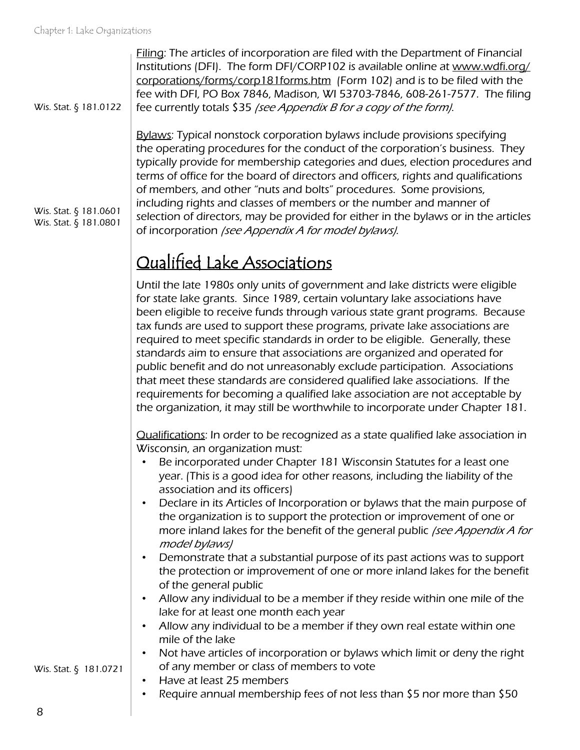Filing: The articles of incorporation are filed with the Department of Financial Institutions (DFI). The form DFI/CORP102 is available online at www.wdfi.org/corporations/forms/corp181forms.htm (Form 102) and is to be filed with the fee with DFI, PO Box 7846, Madison, WI 53703-7846, 608-261-7577. The filing fee currently totals $35 *(see Appendix B for a copy of the form)*.

Wis. Stat. § 181.0122

Bylaws: Typical nonstock corporation bylaws include provisions specifying the operating procedures for the conduct of the corporation's business. They typically provide for membership categories and dues, election procedures and terms of office for the board of directors and officers, rights and qualifications of members, and other "nuts and bolts" procedures. Some provisions, including rights and classes of members or the number and manner of selection of directors, may be provided for either in the bylaws or in the articles of incorporation *(see Appendix A for model bylaws)*.

Wis. Stat. § 181.0601
Wis. Stat. § 181.0801

## Qualified Lake Associations

Until the late 1980s only units of government and lake districts were eligible for state lake grants. Since 1989, certain voluntary lake associations have been eligible to receive funds through various state grant programs. Because tax funds are used to support these programs, private lake associations are required to meet specific standards in order to be eligible. Generally, these standards aim to ensure that associations are organized and operated for public benefit and do not unreasonably exclude participation. Associations that meet these standards are considered qualified lake associations. If the requirements for becoming a qualified lake association are not acceptable by the organization, it may still be worthwhile to incorporate under Chapter 181.

Qualifications: In order to be recognized as a state qualified lake association in Wisconsin, an organization must:

- Be incorporated under Chapter 181 Wisconsin Statutes for a least one year. (This is a good idea for other reasons, including the liability of the association and its officers)
- Declare in its Articles of Incorporation or bylaws that the main purpose of the organization is to support the protection or improvement of one or more inland lakes for the benefit of the general public *(see Appendix A for model bylaws)*
- Demonstrate that a substantial purpose of its past actions was to support the protection or improvement of one or more inland lakes for the benefit of the general public
- Allow any individual to be a member if they reside within one mile of the lake for at least one month each year
- Allow any individual to be a member if they own real estate within one mile of the lake
- Not have articles of incorporation or bylaws which limit or deny the right of any member or class of members to vote
- Have at least 25 members
- Require annual membership fees of not less than $5 nor more than $50

Wis. Stat. § 181.0721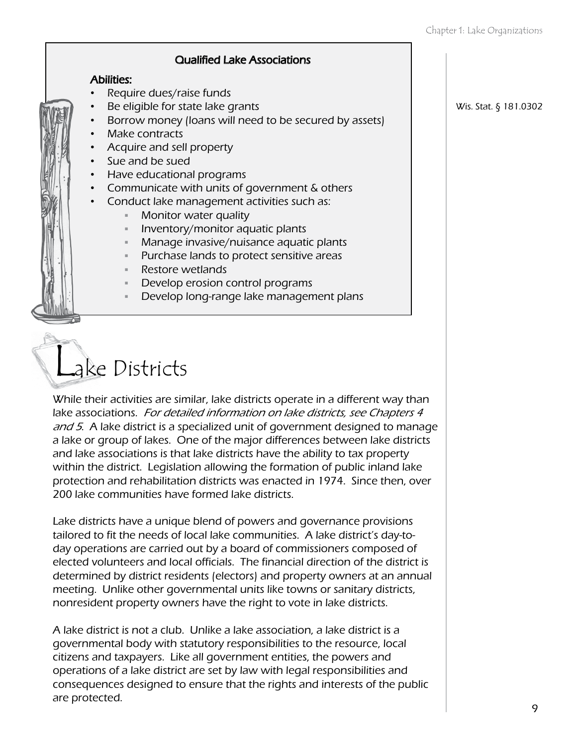### Qualified Lake Associations

**Abilities:**

- Require dues/raise funds
- Be eligible for state lake grants
- Borrow money (loans will need to be secured by assets)
- Make contracts
- Acquire and sell property
- Sue and be sued
- Have educational programs
- Communicate with units of government & others
- Conduct lake management activities such as:
    - Monitor water quality
    - Inventory/monitor aquatic plants
    - Manage invasive/nuisance aquatic plants
    - Purchase lands to protect sensitive areas
    - Restore wetlands
    - Develop erosion control programs
    - Develop long-range lake management plans

Wis. Stat. § 181.0302

# Lake Districts

While their activities are similar, lake districts operate in a different way than lake associations. *For detailed information on lake districts, see Chapters 4 and 5.* A lake district is a specialized unit of government designed to manage a lake or group of lakes. One of the major differences between lake districts and lake associations is that lake districts have the ability to tax property within the district. Legislation allowing the formation of public inland lake protection and rehabilitation districts was enacted in 1974. Since then, over 200 lake communities have formed lake districts.

Lake districts have a unique blend of powers and governance provisions tailored to fit the needs of local lake communities. A lake district's day-to-day operations are carried out by a board of commissioners composed of elected volunteers and local officials. The financial direction of the district is determined by district residents (electors) and property owners at an annual meeting. Unlike other governmental units like towns or sanitary districts, nonresident property owners have the right to vote in lake districts.

A lake district is not a club. Unlike a lake association, a lake district is a governmental body with statutory responsibilities to the resource, local citizens and taxpayers. Like all government entities, the powers and operations of a lake district are set by law with legal responsibilities and consequences designed to ensure that the rights and interests of the public are protected.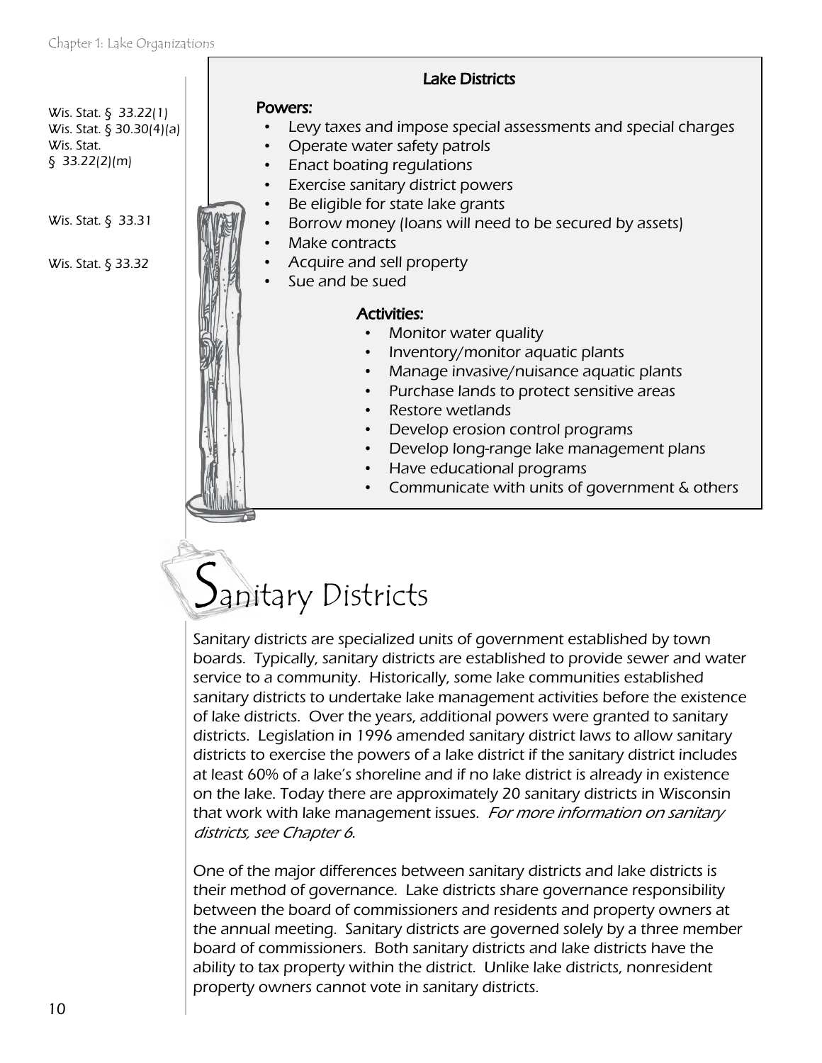Wis. Stat. § 33.22(1)
Wis. Stat. § 30.30(4)(a)
Wis. Stat. § 33.22(2)(m)

Wis. Stat. § 33.31

Wis. Stat. § 33.32

### Lake Districts

**Powers:**

- Levy taxes and impose special assessments and special charges
- Operate water safety patrols
- Enact boating regulations
- Exercise sanitary district powers
- Be eligible for state lake grants
- Borrow money (loans will need to be secured by assets)
- Make contracts
- Acquire and sell property
- Sue and be sued

**Activities:**

- Monitor water quality
- Inventory/monitor aquatic plants
- Manage invasive/nuisance aquatic plants
- Purchase lands to protect sensitive areas
- Restore wetlands
- Develop erosion control programs
- Develop long-range lake management plans
- Have educational programs
- Communicate with units of government & others

## Sanitary Districts

Sanitary districts are specialized units of government established by town boards. Typically, sanitary districts are established to provide sewer and water service to a community. Historically, some lake communities established sanitary districts to undertake lake management activities before the existence of lake districts. Over the years, additional powers were granted to sanitary districts. Legislation in 1996 amended sanitary district laws to allow sanitary districts to exercise the powers of a lake district if the sanitary district includes at least 60% of a lake's shoreline and if no lake district is already in existence on the lake. Today there are approximately 20 sanitary districts in Wisconsin that work with lake management issues. *For more information on sanitary districts, see Chapter 6.*

One of the major differences between sanitary districts and lake districts is their method of governance. Lake districts share governance responsibility between the board of commissioners and residents and property owners at the annual meeting. Sanitary districts are governed solely by a three member board of commissioners. Both sanitary districts and lake districts have the ability to tax property within the district. Unlike lake districts, nonresident property owners cannot vote in sanitary districts.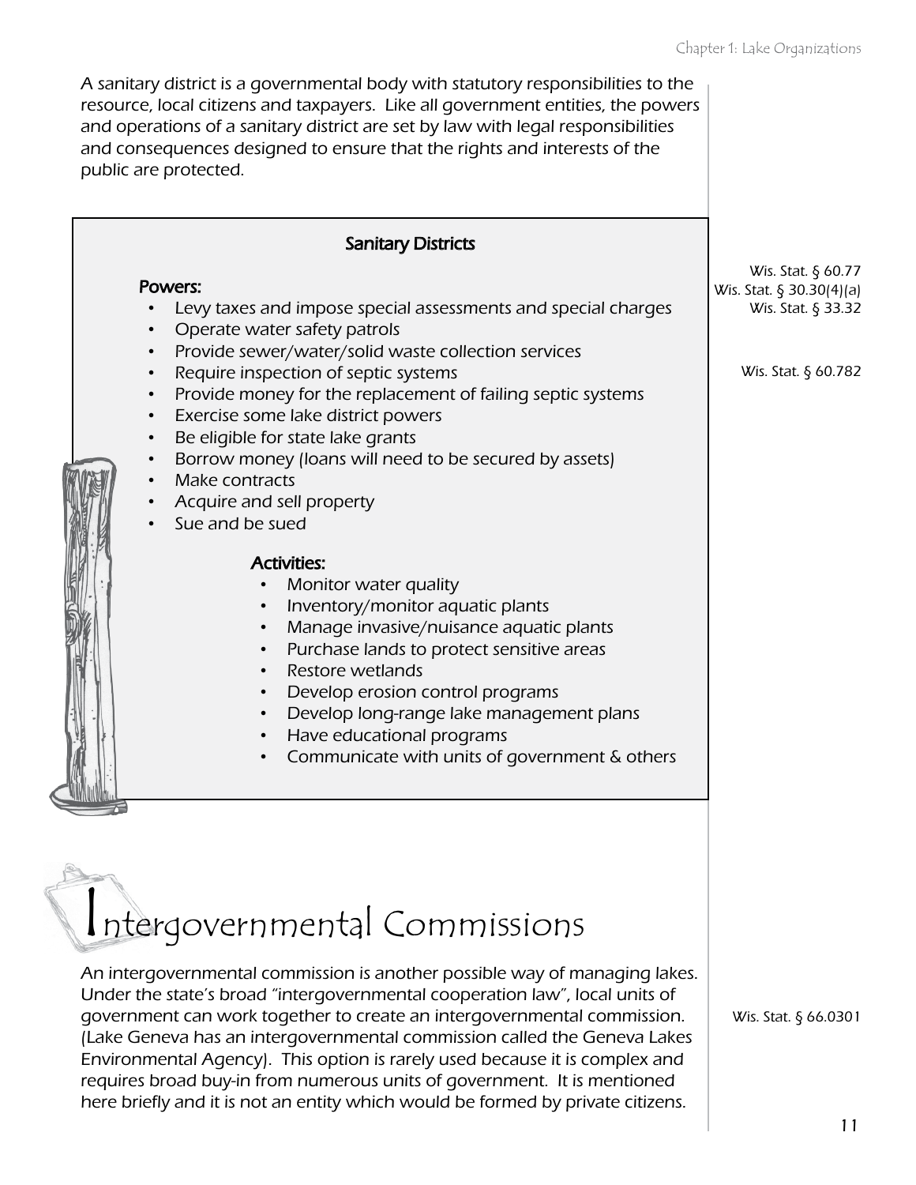*A sanitary district is a governmental body with statutory responsibilities to the resource, local citizens and taxpayers. Like all government entities, the powers and operations of a sanitary district are set by law with legal responsibilities and consequences designed to ensure that the rights and interests of the public are protected.*

### Sanitary Districts

Wis. Stat. § 60.77
Wis. Stat. § 30.30(4)(a)
Wis. Stat. § 33.32

**Powers:**

- Levy taxes and impose special assessments and special charges
- Operate water safety patrols
- Provide sewer/water/solid waste collection services
- Require inspection of septic systems
- Provide money for the replacement of failing septic systems
- Exercise some lake district powers
- Be eligible for state lake grants
- Borrow money (loans will need to be secured by assets)
- Make contracts
- Acquire and sell property
- Sue and be sued

Wis. Stat. § 60.782

**Activities:**

- Monitor water quality
- Inventory/monitor aquatic plants
- Manage invasive/nuisance aquatic plants
- Purchase lands to protect sensitive areas
- Restore wetlands
- Develop erosion control programs
- Develop long-range lake management plans
- Have educational programs
- Communicate with units of government & others

# Intergovernmental Commissions

*An intergovernmental commission is another possible way of managing lakes. Under the state's broad "intergovernmental cooperation law", local units of government can work together to create an intergovernmental commission. (Lake Geneva has an intergovernmental commission called the Geneva Lakes Environmental Agency). This option is rarely used because it is complex and requires broad buy-in from numerous units of government. It is mentioned here briefly and it is not an entity which would be formed by private citizens.*

Wis. Stat. § 66.0301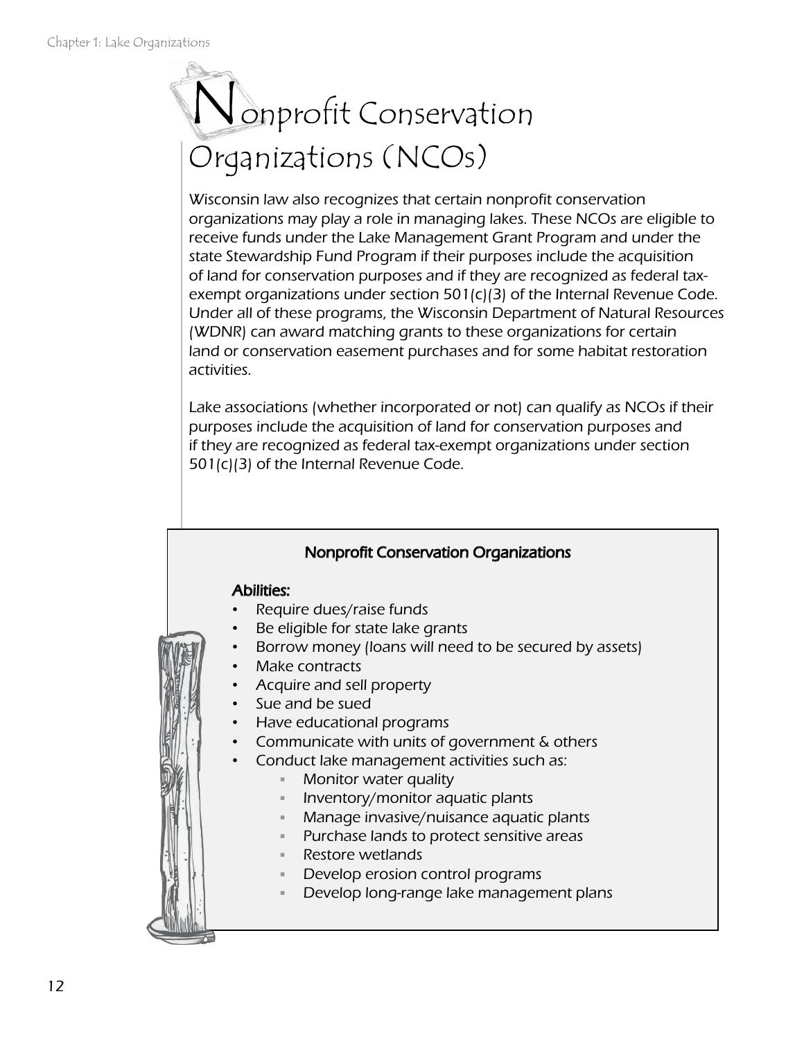# Nonprofit Conservation Organizations (NCOs)

Wisconsin law also recognizes that certain nonprofit conservation organizations may play a role in managing lakes. These NCOs are eligible to receive funds under the Lake Management Grant Program and under the state Stewardship Fund Program if their purposes include the acquisition of land for conservation purposes and if they are recognized as federal tax-exempt organizations under section 501(c)(3) of the Internal Revenue Code. Under all of these programs, the Wisconsin Department of Natural Resources (WDNR) can award matching grants to these organizations for certain land or conservation easement purchases and for some habitat restoration activities.

Lake associations (whether incorporated or not) can qualify as NCOs if their purposes include the acquisition of land for conservation purposes and if they are recognized as federal tax-exempt organizations under section 501(c)(3) of the Internal Revenue Code.

**Nonprofit Conservation Organizations**

**Abilities:**

- Require dues/raise funds
- Be eligible for state lake grants
- Borrow money (loans will need to be secured by assets)
- Make contracts
- Acquire and sell property
- Sue and be sued
- Have educational programs
- Communicate with units of government & others
- Conduct lake management activities such as:
  - Monitor water quality
  - Inventory/monitor aquatic plants
  - Manage invasive/nuisance aquatic plants
  - Purchase lands to protect sensitive areas
  - Restore wetlands
  - Develop erosion control programs
  - Develop long-range lake management plans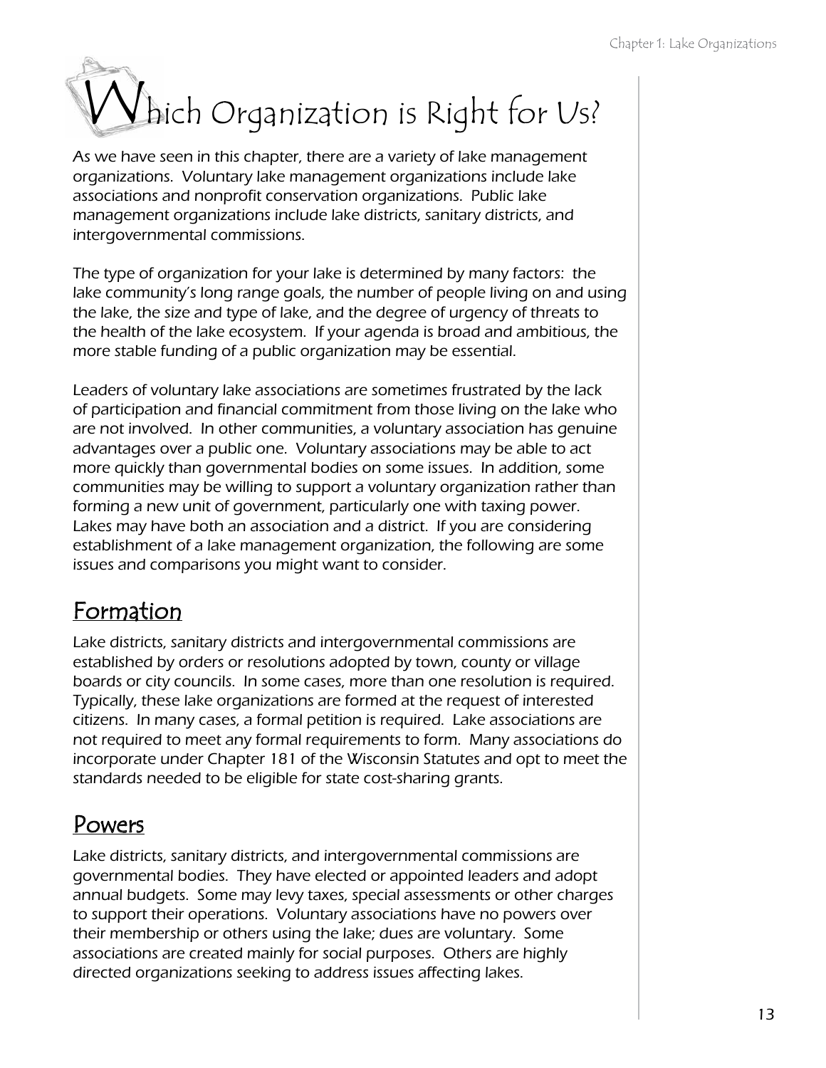# Which Organization is Right for Us?

*As we have seen in this chapter, there are a variety of lake management organizations. Voluntary lake management organizations include lake associations and nonprofit conservation organizations. Public lake management organizations include lake districts, sanitary districts, and intergovernmental commissions.*

*The type of organization for your lake is determined by many factors: the lake community's long range goals, the number of people living on and using the lake, the size and type of lake, and the degree of urgency of threats to the health of the lake ecosystem. If your agenda is broad and ambitious, the more stable funding of a public organization may be essential.*

*Leaders of voluntary lake associations are sometimes frustrated by the lack of participation and financial commitment from those living on the lake who are not involved. In other communities, a voluntary association has genuine advantages over a public one. Voluntary associations may be able to act more quickly than governmental bodies on some issues. In addition, some communities may be willing to support a voluntary organization rather than forming a new unit of government, particularly one with taxing power. Lakes may have both an association and a district. If you are considering establishment of a lake management organization, the following are some issues and comparisons you might want to consider.*

## Formation

Lake districts, sanitary districts and intergovernmental commissions are established by orders or resolutions adopted by town, county or village boards or city councils. In some cases, more than one resolution is required. Typically, these lake organizations are formed at the request of interested citizens. In many cases, a formal petition is required. Lake associations are not required to meet any formal requirements to form. Many associations do incorporate under Chapter 181 of the Wisconsin Statutes and opt to meet the standards needed to be eligible for state cost-sharing grants.

## Powers

Lake districts, sanitary districts, and intergovernmental commissions are governmental bodies. They have elected or appointed leaders and adopt annual budgets. Some may levy taxes, special assessments or other charges to support their operations. Voluntary associations have no powers over their membership or others using the lake; dues are voluntary. Some associations are created mainly for social purposes. Others are highly directed organizations seeking to address issues affecting lakes.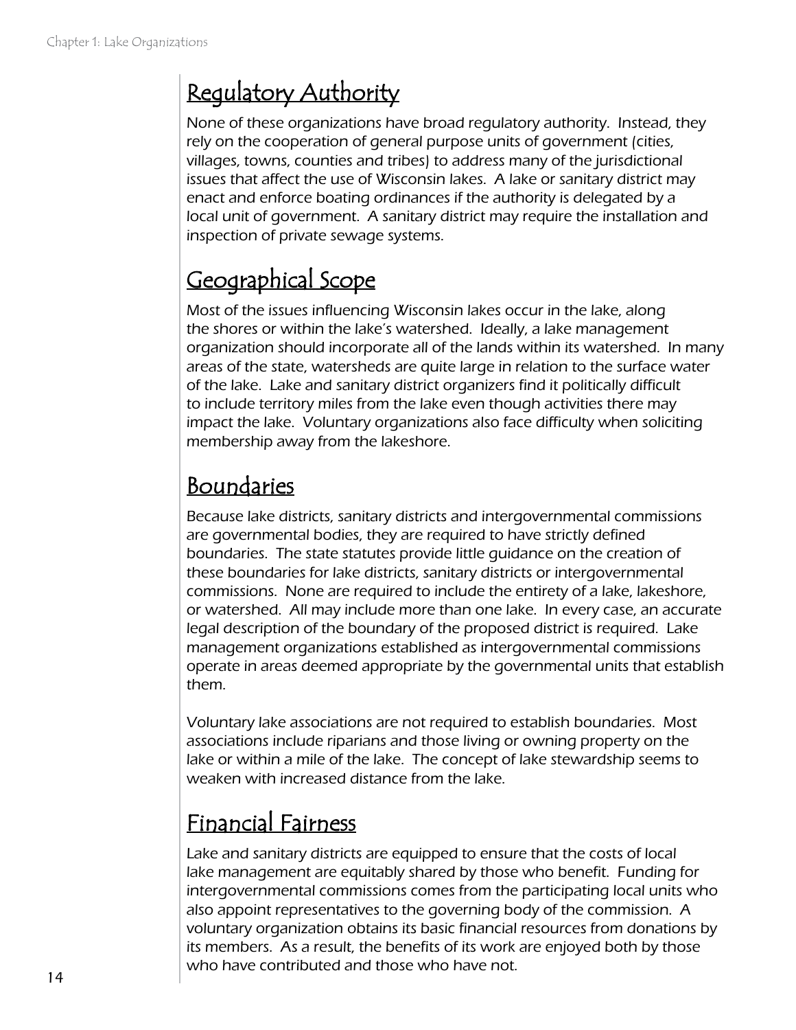## Regulatory Authority

None of these organizations have broad regulatory authority. Instead, they rely on the cooperation of general purpose units of government (cities, villages, towns, counties and tribes) to address many of the jurisdictional issues that affect the use of Wisconsin lakes. A lake or sanitary district may enact and enforce boating ordinances if the authority is delegated by a local unit of government. A sanitary district may require the installation and inspection of private sewage systems.

## Geographical Scope

Most of the issues influencing Wisconsin lakes occur in the lake, along the shores or within the lake's watershed. Ideally, a lake management organization should incorporate all of the lands within its watershed. In many areas of the state, watersheds are quite large in relation to the surface water of the lake. Lake and sanitary district organizers find it politically difficult to include territory miles from the lake even though activities there may impact the lake. Voluntary organizations also face difficulty when soliciting membership away from the lakeshore.

## Boundaries

Because lake districts, sanitary districts and intergovernmental commissions are governmental bodies, they are required to have strictly defined boundaries. The state statutes provide little guidance on the creation of these boundaries for lake districts, sanitary districts or intergovernmental commissions. None are required to include the entirety of a lake, lakeshore, or watershed. All may include more than one lake. In every case, an accurate legal description of the boundary of the proposed district is required. Lake management organizations established as intergovernmental commissions operate in areas deemed appropriate by the governmental units that establish them.

Voluntary lake associations are not required to establish boundaries. Most associations include riparians and those living or owning property on the lake or within a mile of the lake. The concept of lake stewardship seems to weaken with increased distance from the lake.

## Financial Fairness

Lake and sanitary districts are equipped to ensure that the costs of local lake management are equitably shared by those who benefit. Funding for intergovernmental commissions comes from the participating local units who also appoint representatives to the governing body of the commission. A voluntary organization obtains its basic financial resources from donations by its members. As a result, the benefits of its work are enjoyed both by those who have contributed and those who have not.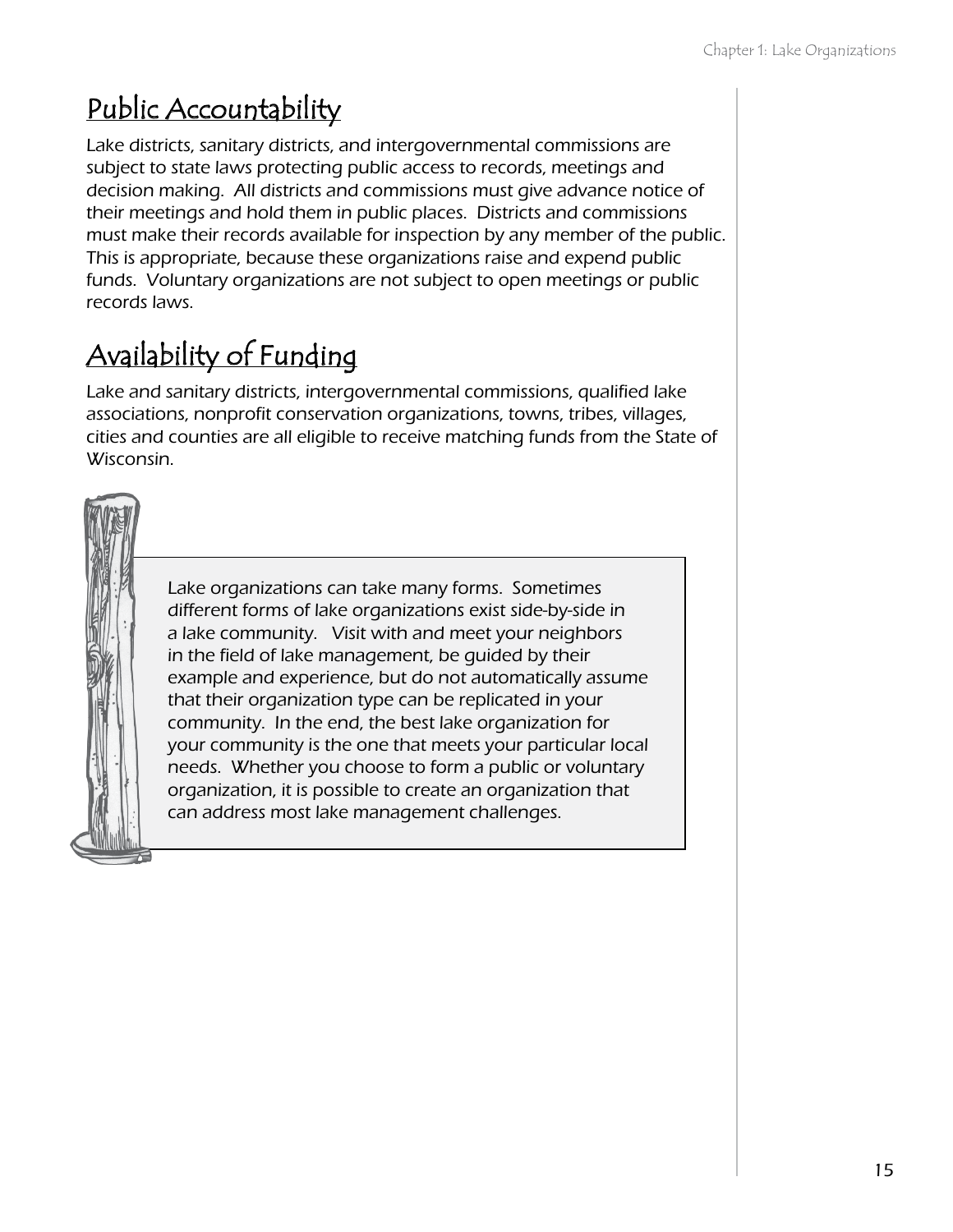## Public Accountability

Lake districts, sanitary districts, and intergovernmental commissions are subject to state laws protecting public access to records, meetings and decision making. All districts and commissions must give advance notice of their meetings and hold them in public places. Districts and commissions must make their records available for inspection by any member of the public. This is appropriate, because these organizations raise and expend public funds. Voluntary organizations are not subject to open meetings or public records laws.

## Availability of Funding

Lake and sanitary districts, intergovernmental commissions, qualified lake associations, nonprofit conservation organizations, towns, tribes, villages, cities and counties are all eligible to receive matching funds from the State of Wisconsin.

> Lake organizations can take many forms. Sometimes different forms of lake organizations exist side-by-side in a lake community. Visit with and meet your neighbors in the field of lake management, be guided by their example and experience, but do not automatically assume that their organization type can be replicated in your community. In the end, the best lake organization for your community is the one that meets your particular local needs. Whether you choose to form a public or voluntary organization, it is possible to create an organization that can address most lake management challenges.